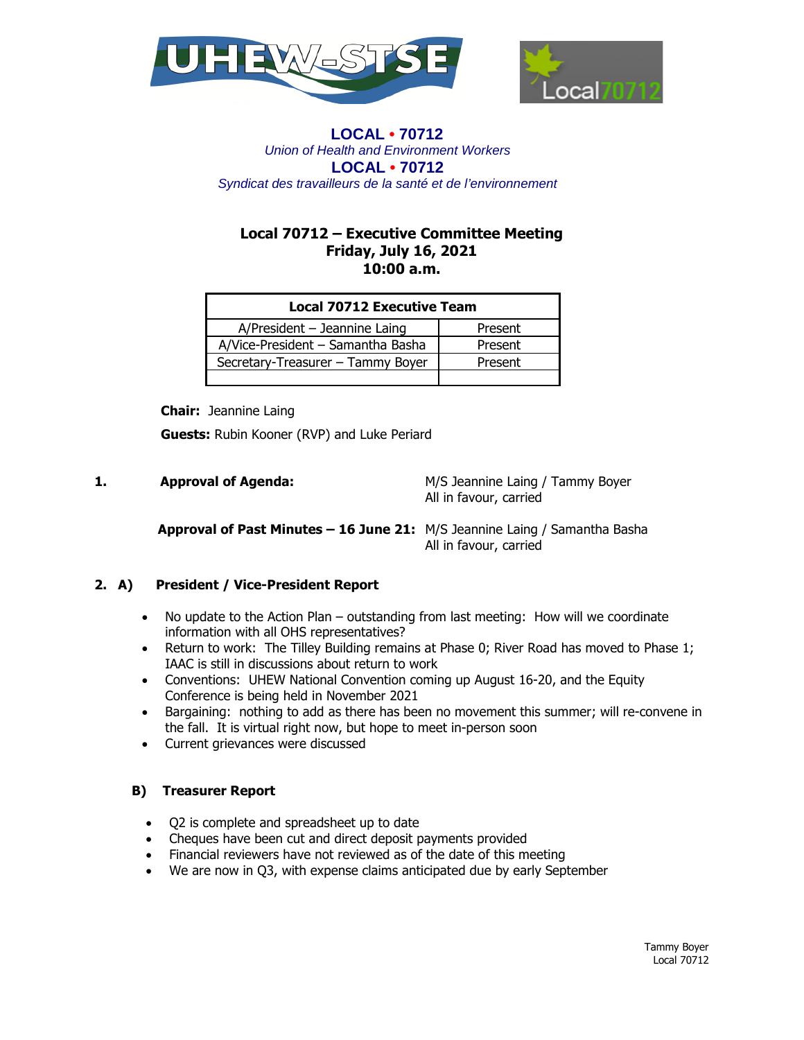**LOCAL • 70712**
*Union of Health and Environment Workers*
**LOCAL • 70712**
*Syndicat des travailleurs de la santé et de l'environnement*

# Local 70712 – Executive Committee Meeting
## Friday, July 16, 2021
## 10:00 a.m.

| Local 70712 Executive Team | |
|---|---|
| A/President – Jeannine Laing | Present |
| A/Vice-President – Samantha Basha | Present |
| Secretary-Treasurer – Tammy Boyer | Present |
| | |

**Chair:** Jeannine Laing

**Guests:** Rubin Kooner (RVP) and Luke Periard

**1. Approval of Agenda:** M/S Jeannine Laing / Tammy Boyer
All in favour, carried

**Approval of Past Minutes – 16 June 21:** M/S Jeannine Laing / Samantha Basha
All in favour, carried

**2. A) President / Vice-President Report**

- No update to the Action Plan – outstanding from last meeting: How will we coordinate information with all OHS representatives?
- Return to work: The Tilley Building remains at Phase 0; River Road has moved to Phase 1; IAAC is still in discussions about return to work
- Conventions: UHEW National Convention coming up August 16-20, and the Equity Conference is being held in November 2021
- Bargaining: nothing to add as there has been no movement this summer; will re-convene in the fall. It is virtual right now, but hope to meet in-person soon
- Current grievances were discussed

**B) Treasurer Report**

- Q2 is complete and spreadsheet up to date
- Cheques have been cut and direct deposit payments provided
- Financial reviewers have not reviewed as of the date of this meeting
- We are now in Q3, with expense claims anticipated due by early September

Tammy Boyer
Local 70712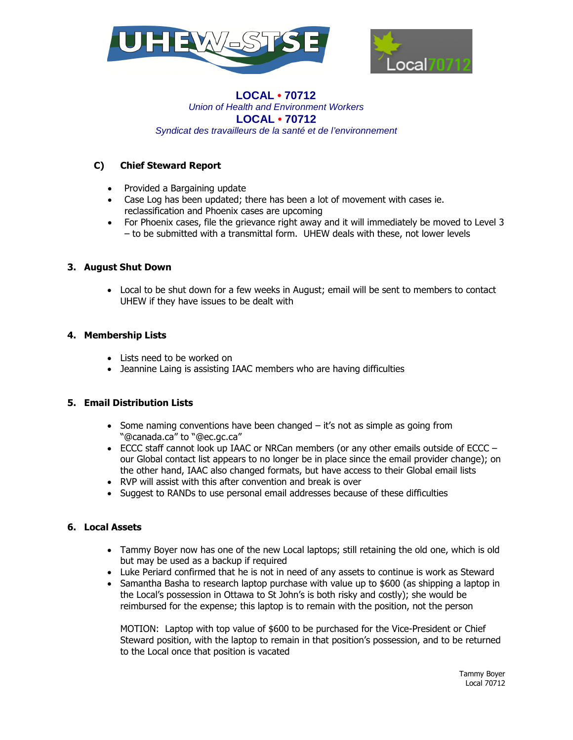**LOCAL • 70712**
*Union of Health and Environment Workers*
**LOCAL • 70712**
*Syndicat des travailleurs de la santé et de l'environnement*

### C) Chief Steward Report

- Provided a Bargaining update
- Case Log has been updated; there has been a lot of movement with cases ie. reclassification and Phoenix cases are upcoming
- For Phoenix cases, file the grievance right away and it will immediately be moved to Level 3 – to be submitted with a transmittal form. UHEW deals with these, not lower levels

## 3. August Shut Down

- Local to be shut down for a few weeks in August; email will be sent to members to contact UHEW if they have issues to be dealt with

## 4. Membership Lists

- Lists need to be worked on
- Jeannine Laing is assisting IAAC members who are having difficulties

## 5. Email Distribution Lists

- Some naming conventions have been changed – it's not as simple as going from "@canada.ca" to "@ec.gc.ca"
- ECCC staff cannot look up IAAC or NRCan members (or any other emails outside of ECCC – our Global contact list appears to no longer be in place since the email provider change); on the other hand, IAAC also changed formats, but have access to their Global email lists
- RVP will assist with this after convention and break is over
- Suggest to RANDs to use personal email addresses because of these difficulties

## 6. Local Assets

- Tammy Boyer now has one of the new Local laptops; still retaining the old one, which is old but may be used as a backup if required
- Luke Periard confirmed that he is not in need of any assets to continue is work as Steward
- Samantha Basha to research laptop purchase with value up to $600 (as shipping a laptop in the Local's possession in Ottawa to St John's is both risky and costly); she would be reimbursed for the expense; this laptop is to remain with the position, not the person

  MOTION: Laptop with top value of $600 to be purchased for the Vice-President or Chief Steward position, with the laptop to remain in that position's possession, and to be returned to the Local once that position is vacated

Tammy Boyer
Local 70712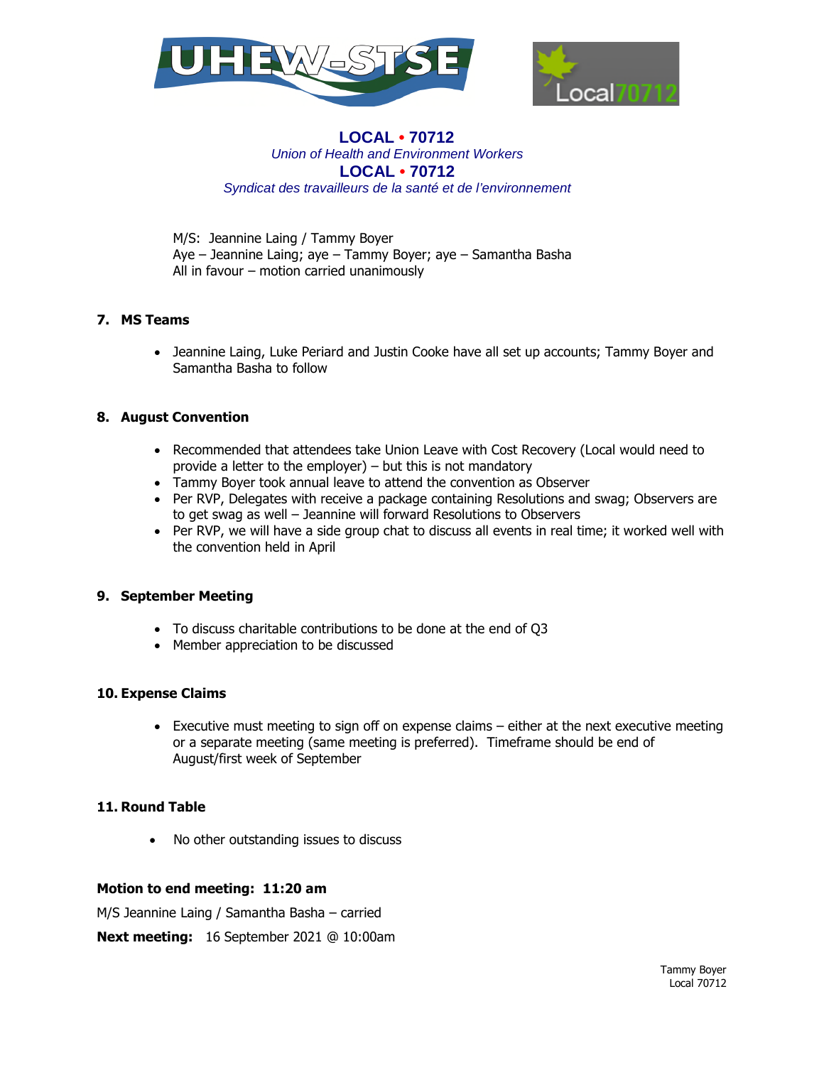**LOCAL • 70712**
*Union of Health and Environment Workers*
**LOCAL • 70712**
*Syndicat des travailleurs de la santé et de l'environnement*

M/S: Jeannine Laing / Tammy Boyer
Aye – Jeannine Laing; aye – Tammy Boyer; aye – Samantha Basha
All in favour – motion carried unanimously

**7. MS Teams**

- Jeannine Laing, Luke Periard and Justin Cooke have all set up accounts; Tammy Boyer and Samantha Basha to follow

**8. August Convention**

- Recommended that attendees take Union Leave with Cost Recovery (Local would need to provide a letter to the employer) – but this is not mandatory
- Tammy Boyer took annual leave to attend the convention as Observer
- Per RVP, Delegates with receive a package containing Resolutions and swag; Observers are to get swag as well – Jeannine will forward Resolutions to Observers
- Per RVP, we will have a side group chat to discuss all events in real time; it worked well with the convention held in April

**9. September Meeting**

- To discuss charitable contributions to be done at the end of Q3
- Member appreciation to be discussed

**10. Expense Claims**

- Executive must meeting to sign off on expense claims – either at the next executive meeting or a separate meeting (same meeting is preferred). Timeframe should be end of August/first week of September

**11. Round Table**

- No other outstanding issues to discuss

**Motion to end meeting: 11:20 am**

M/S Jeannine Laing / Samantha Basha – carried

**Next meeting:** 16 September 2021 @ 10:00am

Tammy Boyer
Local 70712